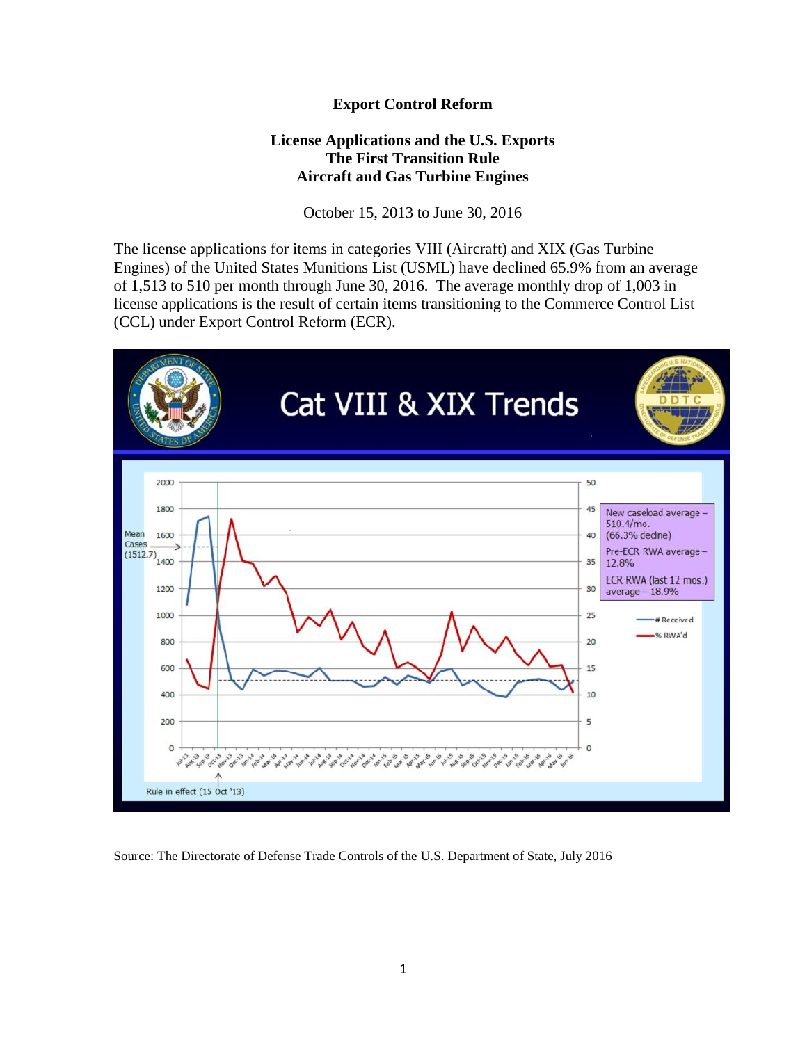# Export Control Reform

## License Applications and the U.S. Exports
## The First Transition Rule
## Aircraft and Gas Turbine Engines

October 15, 2013 to June 30, 2016

The license applications for items in categories VIII (Aircraft) and XIX (Gas Turbine Engines) of the United States Munitions List (USML) have declined 65.9% from an average of 1,513 to 510 per month through June 30, 2016. The average monthly drop of 1,003 in license applications is the result of certain items transitioning to the Commerce Control List (CCL) under Export Control Reform (ECR).

Source: The Directorate of Defense Trade Controls of the U.S. Department of State, July 2016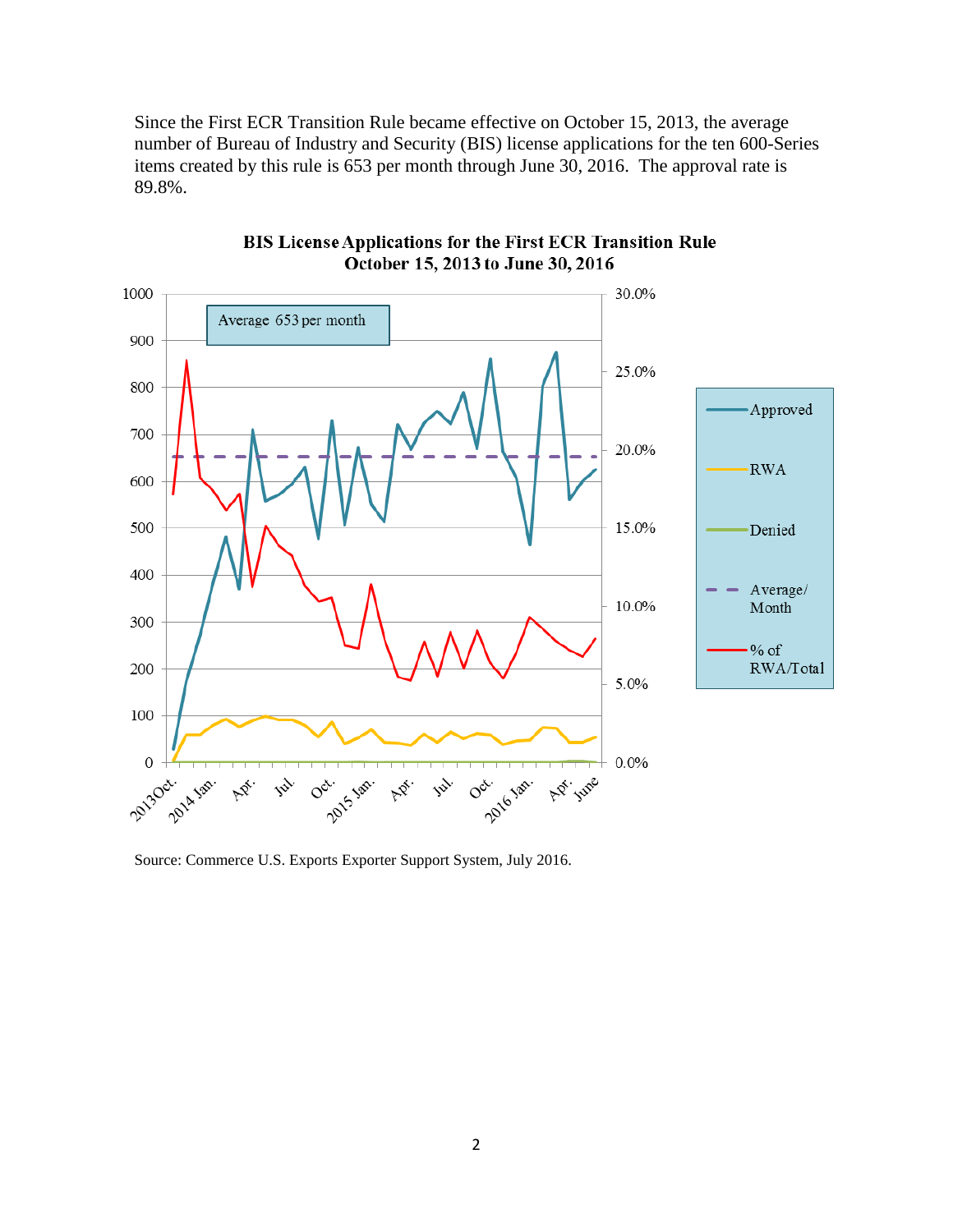Since the First ECR Transition Rule became effective on October 15, 2013, the average number of Bureau of Industry and Security (BIS) license applications for the ten 600-Series items created by this rule is 653 per month through June 30, 2016. The approval rate is 89.8%.

**BIS License Applications for the First ECR Transition Rule**
**October 15, 2013 to June 30, 2016**

Source: Commerce U.S. Exports Exporter Support System, July 2016.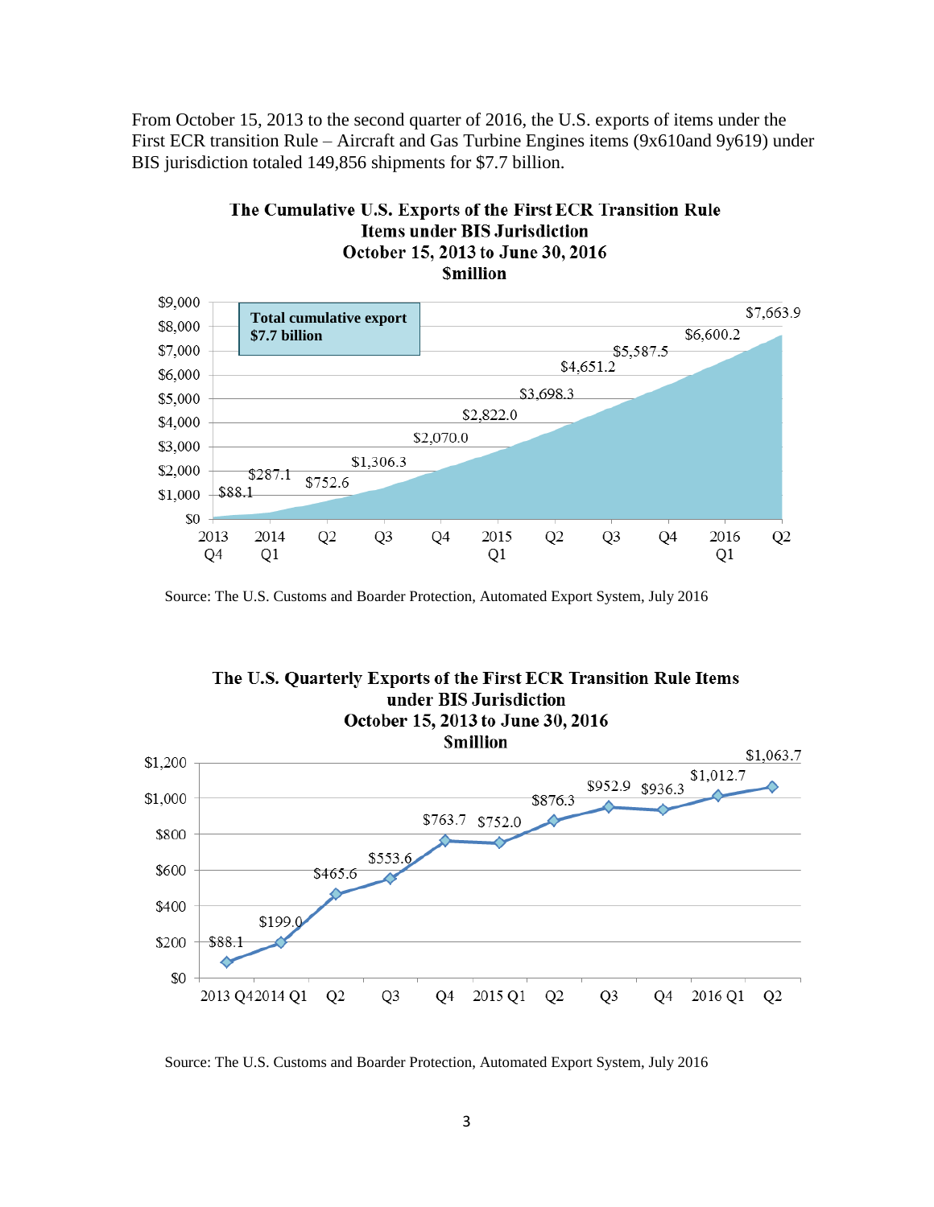From October 15, 2013 to the second quarter of 2016, the U.S. exports of items under the First ECR transition Rule – Aircraft and Gas Turbine Engines items (9x610and 9y619) under BIS jurisdiction totaled 149,856 shipments for $7.7 billion.

**The Cumulative U.S. Exports of the First ECR Transition Rule Items under BIS Jurisdiction**
**October 15, 2013 to June 30, 2016**
**$million**

Total cumulative export $7.7 billion

| Quarter | Cumulative Exports ($million) |
|---|---|
| 2013 Q4 | $88.1 |
| 2014 Q1 | $287.1 |
| Q2 | $752.6 |
| Q3 | $1,306.3 |
| Q4 | $2,070.0 |
| 2015 Q1 | $2,822.0 |
| Q2 | $3,698.3 |
| Q3 | $4,651.2 |
| Q4 | $5,587.5 |
| 2016 Q1 | $6,600.2 |
| Q2 | $7,663.9 |

Source: The U.S. Customs and Boarder Protection, Automated Export System, July 2016

**The U.S. Quarterly Exports of the First ECR Transition Rule Items under BIS Jurisdiction**
**October 15, 2013 to June 30, 2016**
**$million**

| Quarter | Quarterly Exports ($million) |
|---|---|
| 2013 Q4 | $88.1 |
| 2014 Q1 | $199.0 |
| Q2 | $465.6 |
| Q3 | $553.6 |
| Q4 | $763.7 |
| 2015 Q1 | $752.0 |
| Q2 | $876.3 |
| Q3 | $952.9 |
| Q4 | $936.3 |
| 2016 Q1 | $1,012.7 |
| Q2 | $1,063.7 |

Source: The U.S. Customs and Boarder Protection, Automated Export System, July 2016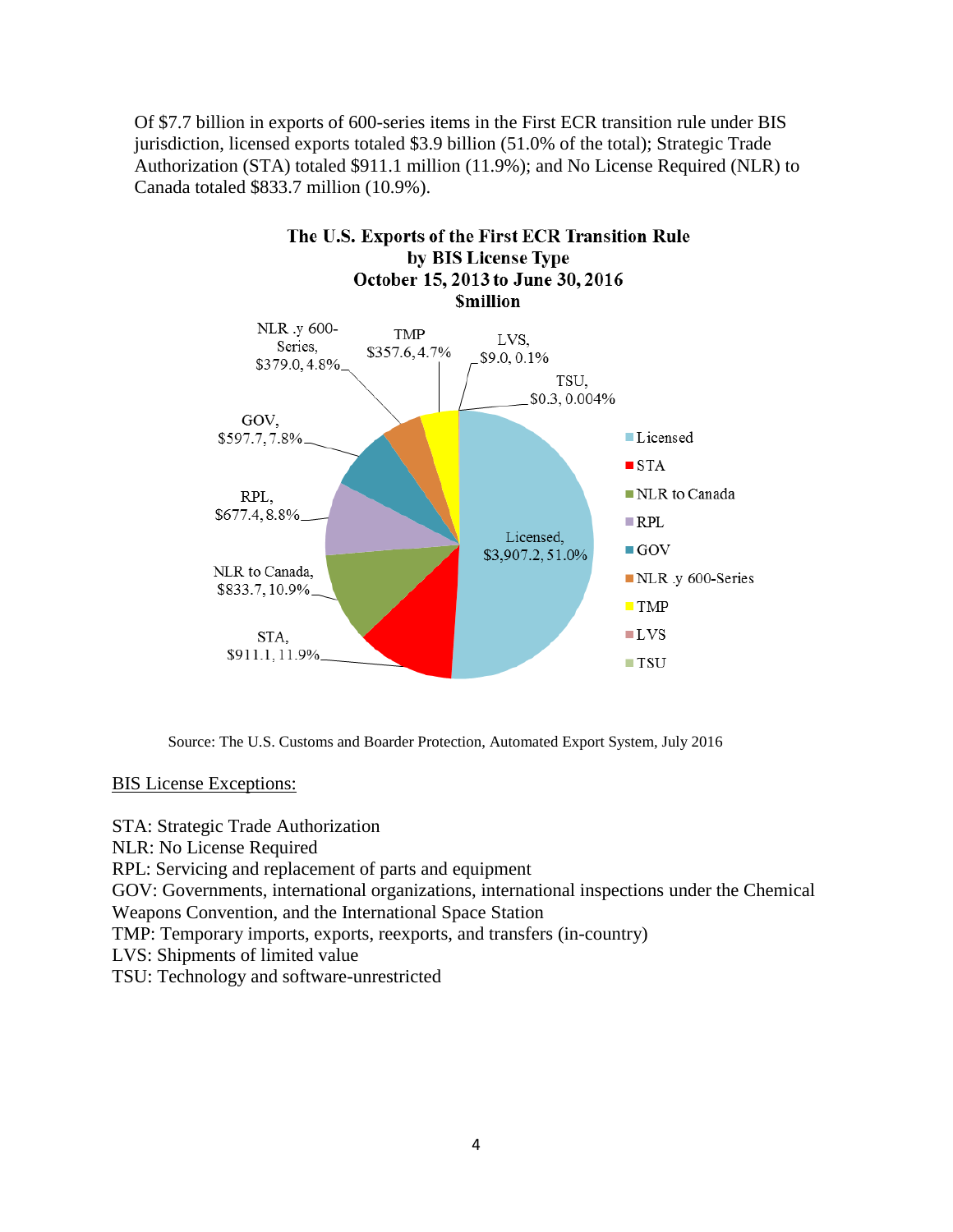Of $7.7 billion in exports of 600-series items in the First ECR transition rule under BIS jurisdiction, licensed exports totaled $3.9 billion (51.0% of the total); Strategic Trade Authorization (STA) totaled $911.1 million (11.9%); and No License Required (NLR) to Canada totaled $833.7 million (10.9%).

**The U.S. Exports of the First ECR Transition Rule by BIS License Type October 15, 2013 to June 30, 2016 $million**

Licensed, $3,907.2, 51.0%
STA, $911.1, 11.9%
NLR to Canada, $833.7, 10.9%
RPL, $677.4, 8.8%
GOV, $597.7, 7.8%
NLR .y 600-Series, $379.0, 4.8%
TMP $357.6, 4.7%
LVS, $9.0, 0.1%
TSU, $0.3, 0.004%

Licensed
STA
NLR to Canada
RPL
GOV
NLR .y 600-Series
TMP
LVS
TSU

Source: The U.S. Customs and Boarder Protection, Automated Export System, July 2016

BIS License Exceptions:

STA: Strategic Trade Authorization
NLR: No License Required
RPL: Servicing and replacement of parts and equipment
GOV: Governments, international organizations, international inspections under the Chemical Weapons Convention, and the International Space Station
TMP: Temporary imports, exports, reexports, and transfers (in-country)
LVS: Shipments of limited value
TSU: Technology and software-unrestricted